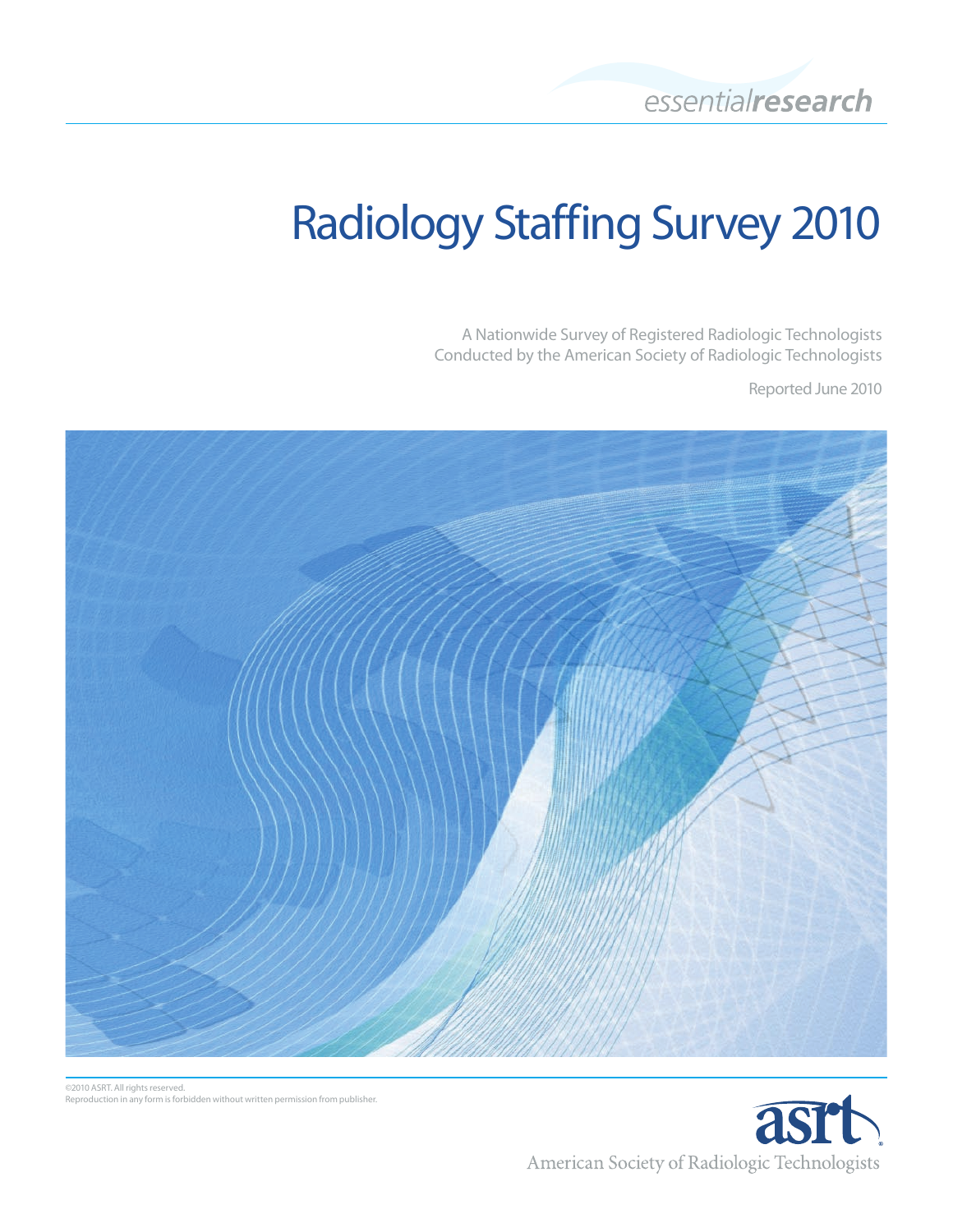essential**research**

# Radiology Staffing Survey 2010

A Nationwide Survey of Registered Radiologic Technologists
Conducted by the American Society of Radiologic Technologists

Reported June 2010

©2010 ASRT. All rights reserved.
Reproduction in any form is forbidden without written permission from publisher.

asrt

American Society of Radiologic Technologists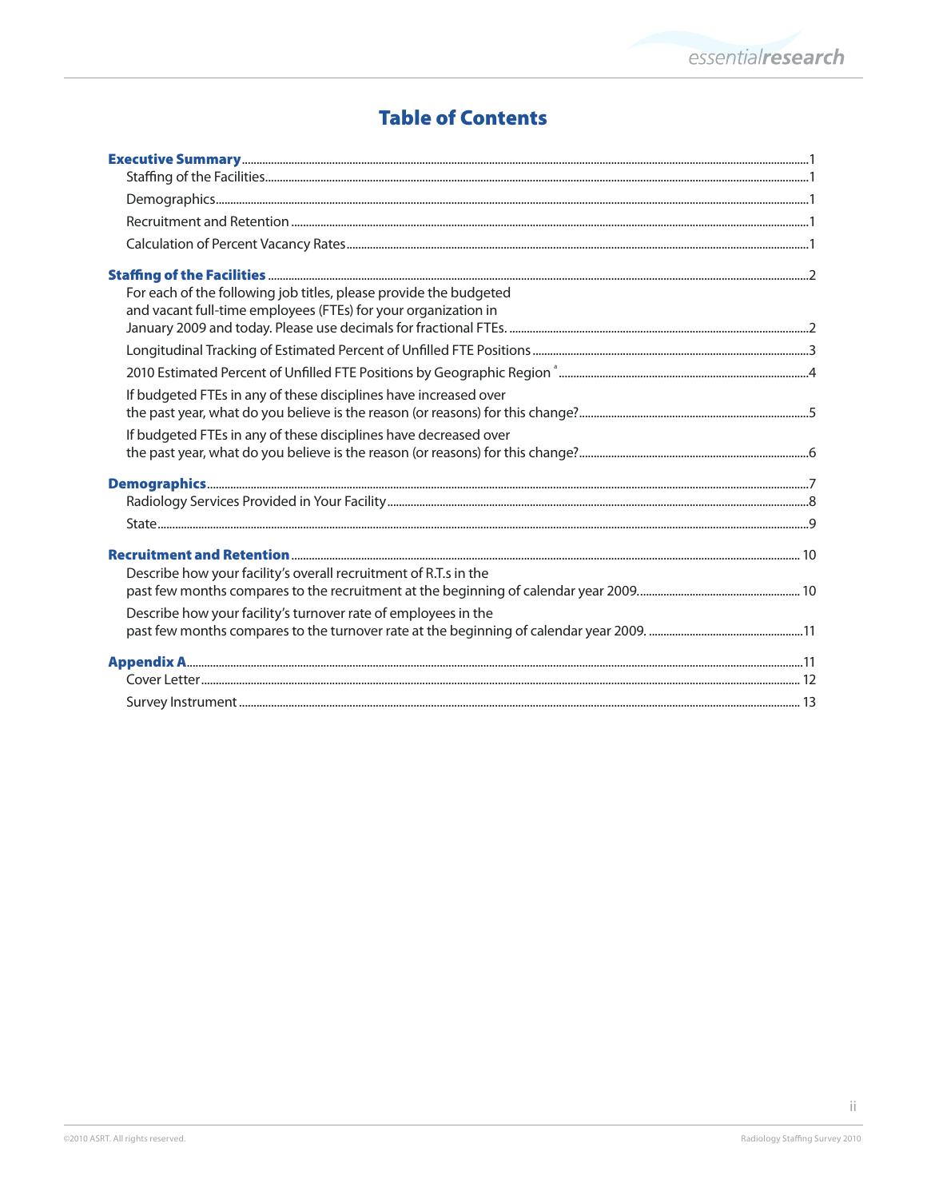# Table of Contents

**Executive Summary** ....................................................................................................................1

- Staffing of the Facilities....................................................................................................................1
- Demographics....................................................................................................................1
- Recruitment and Retention ....................................................................................................................1
- Calculation of Percent Vacancy Rates....................................................................................................................1

**Staffing of the Facilities** ....................................................................................................................2

- For each of the following job titles, please provide the budgeted and vacant full-time employees (FTEs) for your organization in January 2009 and today. Please use decimals for fractional FTEs. ....................................................................................................................2
- Longitudinal Tracking of Estimated Percent of Unfilled FTE Positions ....................................................................................................................3
- 2010 Estimated Percent of Unfilled FTE Positions by Geographic Region [a] ....................................................................................................................4
- If budgeted FTEs in any of these disciplines have increased over the past year, what do you believe is the reason (or reasons) for this change?....................................................................................................................5
- If budgeted FTEs in any of these disciplines have decreased over the past year, what do you believe is the reason (or reasons) for this change?....................................................................................................................6

**Demographics**....................................................................................................................7

- Radiology Services Provided in Your Facility....................................................................................................................8
- State....................................................................................................................9

**Recruitment and Retention** .................................................................................................................... 10

- Describe how your facility's overall recruitment of R.T.s in the past few months compares to the recruitment at the beginning of calendar year 2009.................................................................................................................... 10
- Describe how your facility's turnover rate of employees in the past few months compares to the turnover rate at the beginning of calendar year 2009. ....................................................................................................................11

**Appendix A**....................................................................................................................11

- Cover Letter.................................................................................................................... 12
- Survey Instrument .................................................................................................................... 13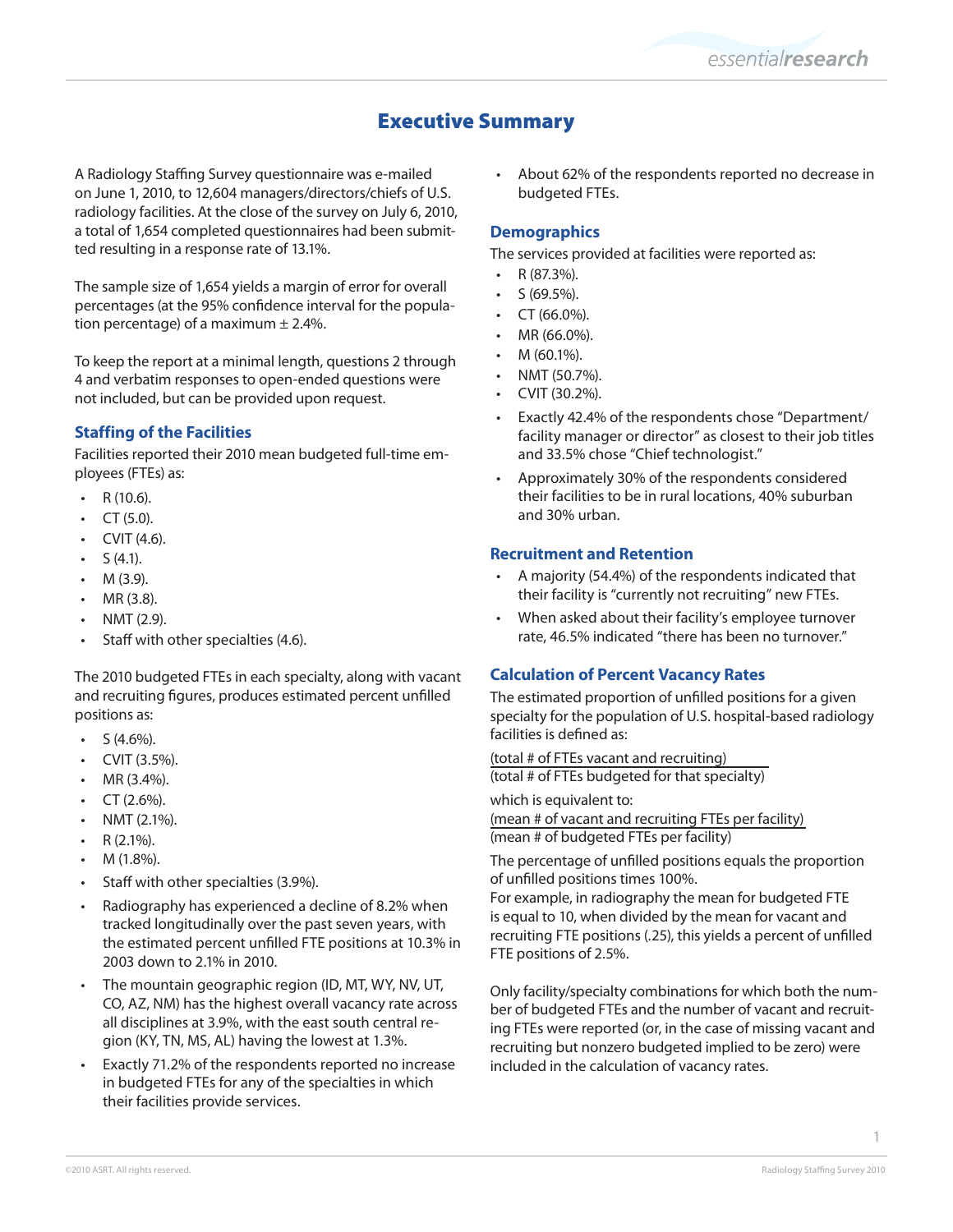# Executive Summary

A Radiology Staffing Survey questionnaire was e-mailed on June 1, 2010, to 12,604 managers/directors/chiefs of U.S. radiology facilities. At the close of the survey on July 6, 2010, a total of 1,654 completed questionnaires had been submitted resulting in a response rate of 13.1%.

The sample size of 1,654 yields a margin of error for overall percentages (at the 95% confidence interval for the population percentage) of a maximum ± 2.4%.

To keep the report at a minimal length, questions 2 through 4 and verbatim responses to open-ended questions were not included, but can be provided upon request.

### Staffing of the Facilities

Facilities reported their 2010 mean budgeted full-time employees (FTEs) as:

- R (10.6).
- CT (5.0).
- CVIT (4.6).
- S (4.1).
- M (3.9).
- MR (3.8).
- NMT (2.9).
- Staff with other specialties (4.6).

The 2010 budgeted FTEs in each specialty, along with vacant and recruiting figures, produces estimated percent unfilled positions as:

- S (4.6%).
- CVIT (3.5%).
- MR (3.4%).
- CT (2.6%).
- NMT (2.1%).
- R (2.1%).
- M (1.8%).
- Staff with other specialties (3.9%).
- Radiography has experienced a decline of 8.2% when tracked longitudinally over the past seven years, with the estimated percent unfilled FTE positions at 10.3% in 2003 down to 2.1% in 2010.
- The mountain geographic region (ID, MT, WY, NV, UT, CO, AZ, NM) has the highest overall vacancy rate across all disciplines at 3.9%, with the east south central region (KY, TN, MS, AL) having the lowest at 1.3%.
- Exactly 71.2% of the respondents reported no increase in budgeted FTEs for any of the specialties in which their facilities provide services.
- About 62% of the respondents reported no decrease in budgeted FTEs.

### Demographics

The services provided at facilities were reported as:

- R (87.3%).
- S (69.5%).
- CT (66.0%).
- MR (66.0%).
- M (60.1%).
- NMT (50.7%).
- CVIT (30.2%).
- Exactly 42.4% of the respondents chose "Department/facility manager or director" as closest to their job titles and 33.5% chose "Chief technologist."
- Approximately 30% of the respondents considered their facilities to be in rural locations, 40% suburban and 30% urban.

### Recruitment and Retention

- A majority (54.4%) of the respondents indicated that their facility is "currently not recruiting" new FTEs.
- When asked about their facility's employee turnover rate, 46.5% indicated "there has been no turnover."

### Calculation of Percent Vacancy Rates

The estimated proportion of unfilled positions for a given specialty for the population of U.S. hospital-based radiology facilities is defined as:

$$\frac{\text{(total \# of FTEs vacant and recruiting)}}{\text{(total \# of FTEs budgeted for that specialty)}}$$

which is equivalent to:

$$\frac{\text{(mean \# of vacant and recruiting FTEs per facility)}}{\text{(mean \# of budgeted FTEs per facility)}}$$

The percentage of unfilled positions equals the proportion of unfilled positions times 100%.
For example, in radiography the mean for budgeted FTE is equal to 10, when divided by the mean for vacant and recruiting FTE positions (.25), this yields a percent of unfilled FTE positions of 2.5%.

Only facility/specialty combinations for which both the number of budgeted FTEs and the number of vacant and recruiting FTEs were reported (or, in the case of missing vacant and recruiting but nonzero budgeted implied to be zero) were included in the calculation of vacancy rates.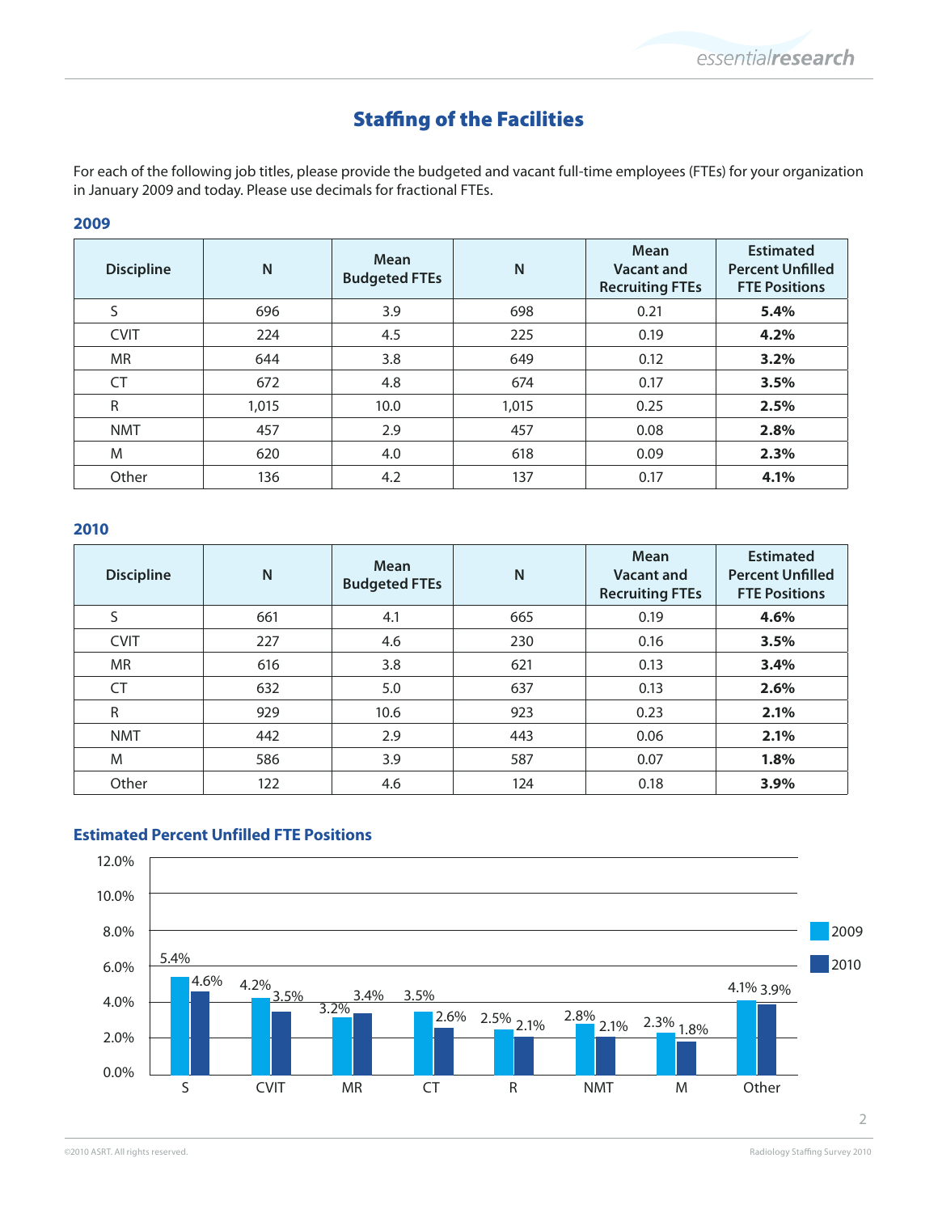# Staffing of the Facilities

For each of the following job titles, please provide the budgeted and vacant full-time employees (FTEs) for your organization in January 2009 and today. Please use decimals for fractional FTEs.

### 2009

| Discipline | N | Mean Budgeted FTEs | N | Mean Vacant and Recruiting FTEs | Estimated Percent Unfilled FTE Positions |
|---|---|---|---|---|---|
| S | 696 | 3.9 | 698 | 0.21 | **5.4%** |
| CVIT | 224 | 4.5 | 225 | 0.19 | **4.2%** |
| MR | 644 | 3.8 | 649 | 0.12 | **3.2%** |
| CT | 672 | 4.8 | 674 | 0.17 | **3.5%** |
| R | 1,015 | 10.0 | 1,015 | 0.25 | **2.5%** |
| NMT | 457 | 2.9 | 457 | 0.08 | **2.8%** |
| M | 620 | 4.0 | 618 | 0.09 | **2.3%** |
| Other | 136 | 4.2 | 137 | 0.17 | **4.1%** |

### 2010

| Discipline | N | Mean Budgeted FTEs | N | Mean Vacant and Recruiting FTEs | Estimated Percent Unfilled FTE Positions |
|---|---|---|---|---|---|
| S | 661 | 4.1 | 665 | 0.19 | **4.6%** |
| CVIT | 227 | 4.6 | 230 | 0.16 | **3.5%** |
| MR | 616 | 3.8 | 621 | 0.13 | **3.4%** |
| CT | 632 | 5.0 | 637 | 0.13 | **2.6%** |
| R | 929 | 10.6 | 923 | 0.23 | **2.1%** |
| NMT | 442 | 2.9 | 443 | 0.06 | **2.1%** |
| M | 586 | 3.9 | 587 | 0.07 | **1.8%** |
| Other | 122 | 4.6 | 124 | 0.18 | **3.9%** |

### Estimated Percent Unfilled FTE Positions

| Discipline | 2009 | 2010 |
|---|---|---|
| S | 5.4% | 4.6% |
| CVIT | 4.2% | 3.5% |
| MR | 3.2% | 3.4% |
| CT | 3.5% | 2.6% |
| R | 2.5% | 2.1% |
| NMT | 2.8% | 2.1% |
| M | 2.3% | 1.8% |
| Other | 4.1% | 3.9% |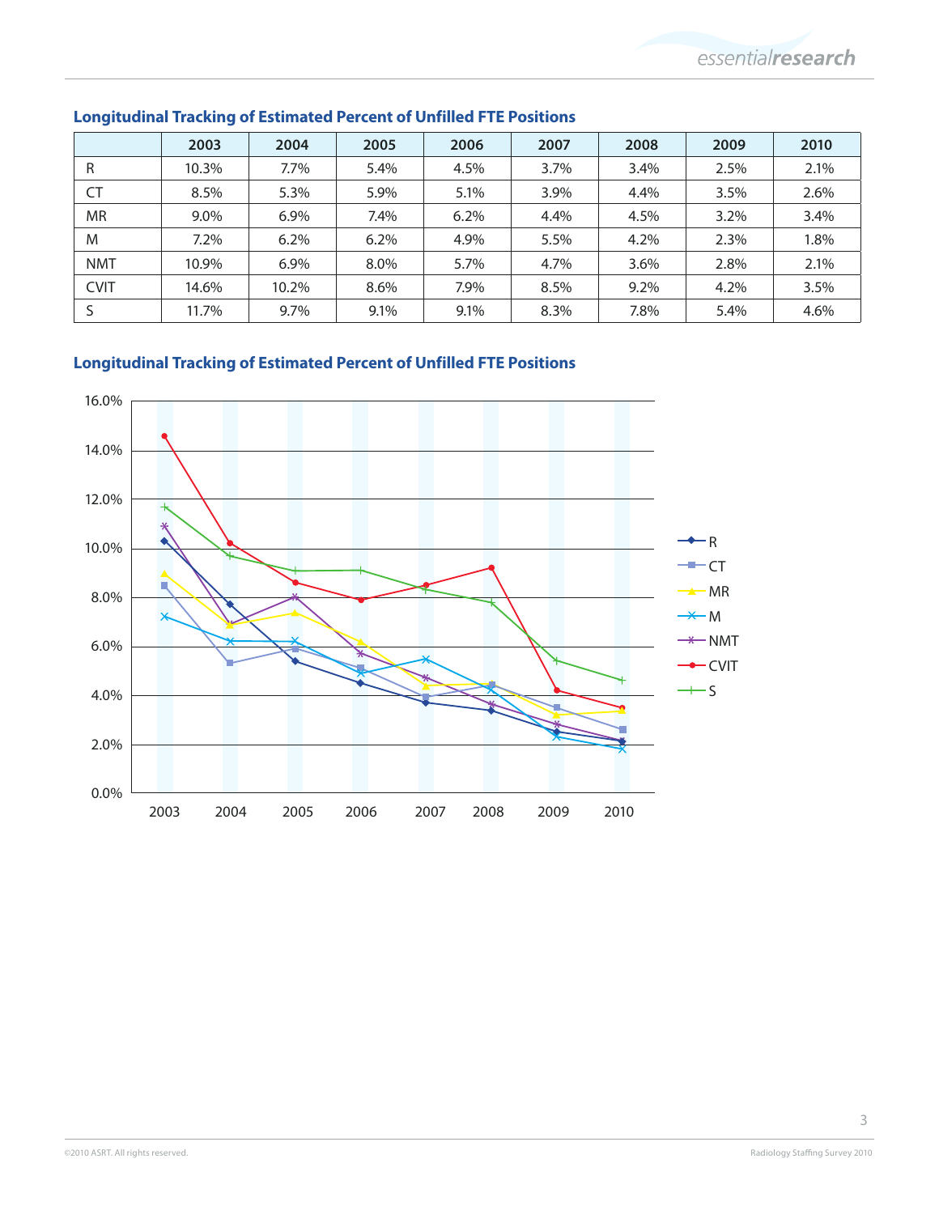## Longitudinal Tracking of Estimated Percent of Unfilled FTE Positions

| | 2003 | 2004 | 2005 | 2006 | 2007 | 2008 | 2009 | 2010 |
|---|---|---|---|---|---|---|---|---|
| R | 10.3% | 7.7% | 5.4% | 4.5% | 3.7% | 3.4% | 2.5% | 2.1% |
| CT | 8.5% | 5.3% | 5.9% | 5.1% | 3.9% | 4.4% | 3.5% | 2.6% |
| MR | 9.0% | 6.9% | 7.4% | 6.2% | 4.4% | 4.5% | 3.2% | 3.4% |
| M | 7.2% | 6.2% | 6.2% | 4.9% | 5.5% | 4.2% | 2.3% | 1.8% |
| NMT | 10.9% | 6.9% | 8.0% | 5.7% | 4.7% | 3.6% | 2.8% | 2.1% |
| CVIT | 14.6% | 10.2% | 8.6% | 7.9% | 8.5% | 9.2% | 4.2% | 3.5% |
| S | 11.7% | 9.7% | 9.1% | 9.1% | 8.3% | 7.8% | 5.4% | 4.6% |

## Longitudinal Tracking of Estimated Percent of Unfilled FTE Positions

[Line chart: Y-axis 0.0% to 16.0%; X-axis 2003–2010; series R, CT, MR, M, NMT, CVIT, S]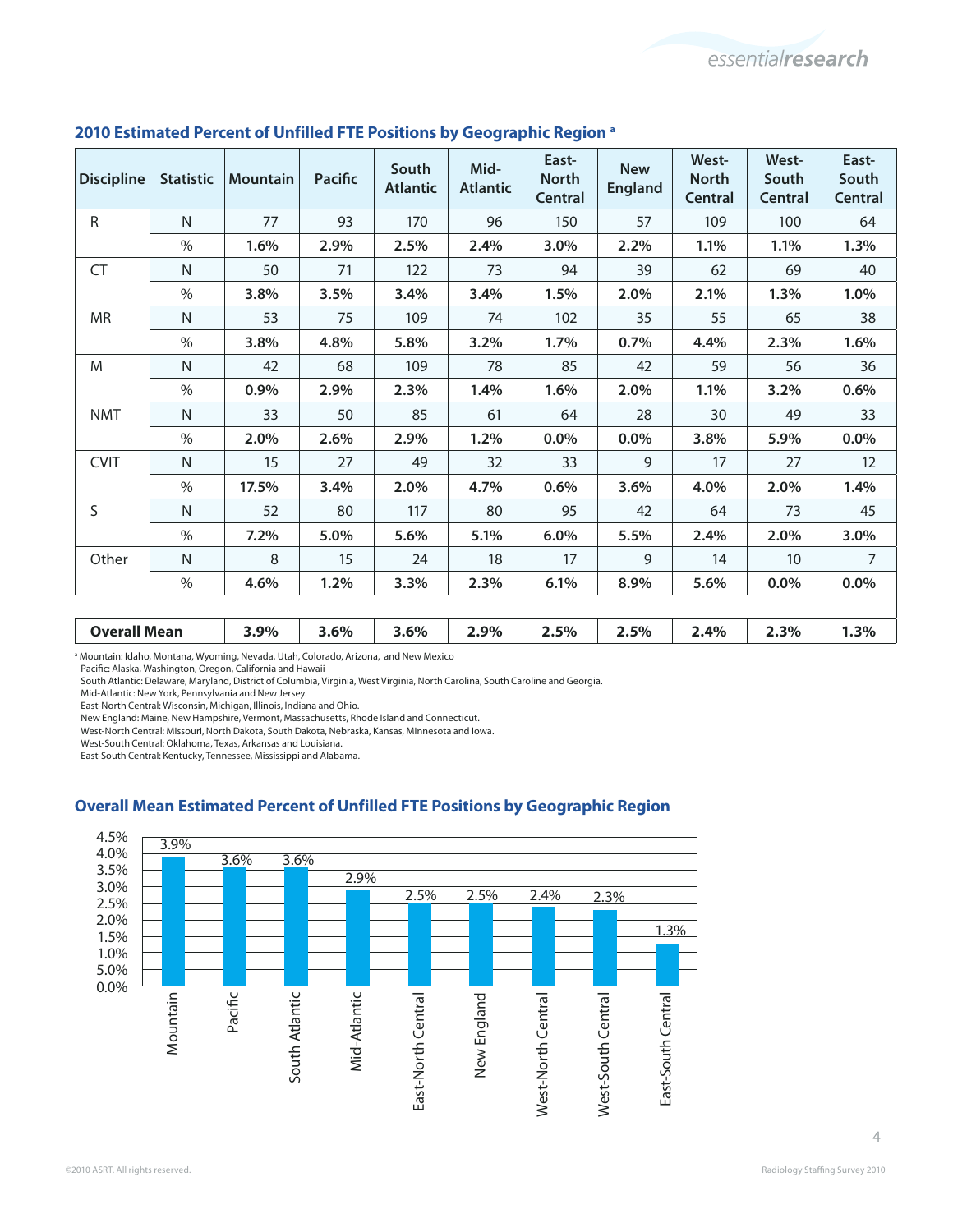## 2010 Estimated Percent of Unfilled FTE Positions by Geographic Region [a]

| Discipline | Statistic | Mountain | Pacific | South Atlantic | Mid-Atlantic | East-North Central | New England | West-North Central | West-South Central | East-South Central |
|---|---|---|---|---|---|---|---|---|---|---|
| R | N | 77 | 93 | 170 | 96 | 150 | 57 | 109 | 100 | 64 |
| | % | **1.6%** | **2.9%** | **2.5%** | **2.4%** | **3.0%** | **2.2%** | **1.1%** | **1.1%** | **1.3%** |
| CT | N | 50 | 71 | 122 | 73 | 94 | 39 | 62 | 69 | 40 |
| | % | **3.8%** | **3.5%** | **3.4%** | **3.4%** | **1.5%** | **2.0%** | **2.1%** | **1.3%** | **1.0%** |
| MR | N | 53 | 75 | 109 | 74 | 102 | 35 | 55 | 65 | 38 |
| | % | **3.8%** | **4.8%** | **5.8%** | **3.2%** | **1.7%** | **0.7%** | **4.4%** | **2.3%** | **1.6%** |
| M | N | 42 | 68 | 109 | 78 | 85 | 42 | 59 | 56 | 36 |
| | % | **0.9%** | **2.9%** | **2.3%** | **1.4%** | **1.6%** | **2.0%** | **1.1%** | **3.2%** | **0.6%** |
| NMT | N | 33 | 50 | 85 | 61 | 64 | 28 | 30 | 49 | 33 |
| | % | **2.0%** | **2.6%** | **2.9%** | **1.2%** | **0.0%** | **0.0%** | **3.8%** | **5.9%** | **0.0%** |
| CVIT | N | 15 | 27 | 49 | 32 | 33 | 9 | 17 | 27 | 12 |
| | % | **17.5%** | **3.4%** | **2.0%** | **4.7%** | **0.6%** | **3.6%** | **4.0%** | **2.0%** | **1.4%** |
| S | N | 52 | 80 | 117 | 80 | 95 | 42 | 64 | 73 | 45 |
| | % | **7.2%** | **5.0%** | **5.6%** | **5.1%** | **6.0%** | **5.5%** | **2.4%** | **2.0%** | **3.0%** |
| Other | N | 8 | 15 | 24 | 18 | 17 | 9 | 14 | 10 | 7 |
| | % | **4.6%** | **1.2%** | **3.3%** | **2.3%** | **6.1%** | **8.9%** | **5.6%** | **0.0%** | **0.0%** |
| **Overall Mean** | | **3.9%** | **3.6%** | **3.6%** | **2.9%** | **2.5%** | **2.5%** | **2.4%** | **2.3%** | **1.3%** |

[a] Mountain: Idaho, Montana, Wyoming, Nevada, Utah, Colorado, Arizona, and New Mexico
Pacific: Alaska, Washington, Oregon, California and Hawaii
South Atlantic: Delaware, Maryland, District of Columbia, Virginia, West Virginia, North Carolina, South Caroline and Georgia.
Mid-Atlantic: New York, Pennsylvania and New Jersey.
East-North Central: Wisconsin, Michigan, Illinois, Indiana and Ohio.
New England: Maine, New Hampshire, Vermont, Massachusetts, Rhode Island and Connecticut.
West-North Central: Missouri, North Dakota, South Dakota, Nebraska, Kansas, Minnesota and Iowa.
West-South Central: Oklahoma, Texas, Arkansas and Louisiana.
East-South Central: Kentucky, Tennessee, Mississippi and Alabama.

## Overall Mean Estimated Percent of Unfilled FTE Positions by Geographic Region

| Region | Overall Mean |
|---|---|
| Mountain | 3.9% |
| Pacific | 3.6% |
| South Atlantic | 3.6% |
| Mid-Atlantic | 2.9% |
| East-North Central | 2.5% |
| New England | 2.5% |
| West-North Central | 2.4% |
| West-South Central | 2.3% |
| East-South Central | 1.3% |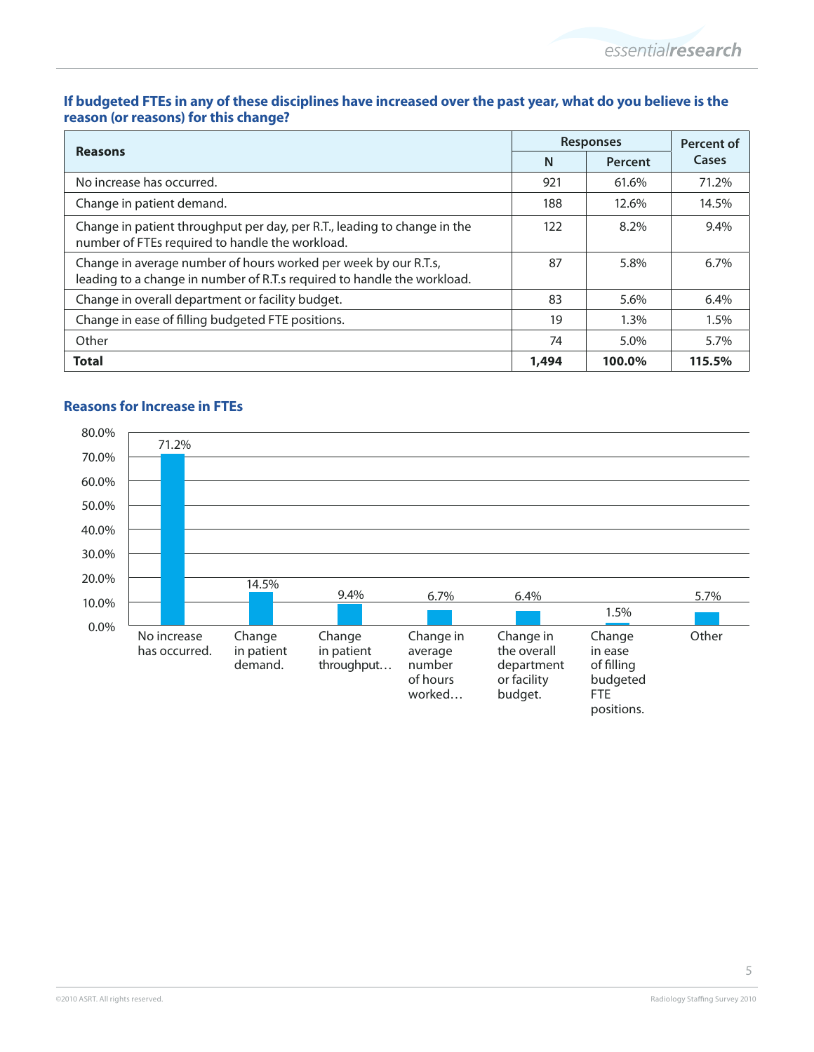### If budgeted FTEs in any of these disciplines have increased over the past year, what do you believe is the reason (or reasons) for this change?

| Reasons | Responses | | Percent of Cases |
|---|---|---|---|
| | N | Percent | |
| No increase has occurred. | 921 | 61.6% | 71.2% |
| Change in patient demand. | 188 | 12.6% | 14.5% |
| Change in patient throughput per day, per R.T., leading to change in the number of FTEs required to handle the workload. | 122 | 8.2% | 9.4% |
| Change in average number of hours worked per week by our R.T.s, leading to a change in number of R.T.s required to handle the workload. | 87 | 5.8% | 6.7% |
| Change in overall department or facility budget. | 83 | 5.6% | 6.4% |
| Change in ease of filling budgeted FTE positions. | 19 | 1.3% | 1.5% |
| Other | 74 | 5.0% | 5.7% |
| **Total** | **1,494** | **100.0%** | **115.5%** |

### Reasons for Increase in FTEs

| Reason | Percent |
|---|---|
| No increase has occurred. | 71.2% |
| Change in patient demand. | 14.5% |
| Change in patient throughput… | 9.4% |
| Change in average number of hours worked… | 6.7% |
| Change in the overall department or facility budget. | 6.4% |
| Change in ease of filling budgeted FTE positions. | 1.5% |
| Other | 5.7% |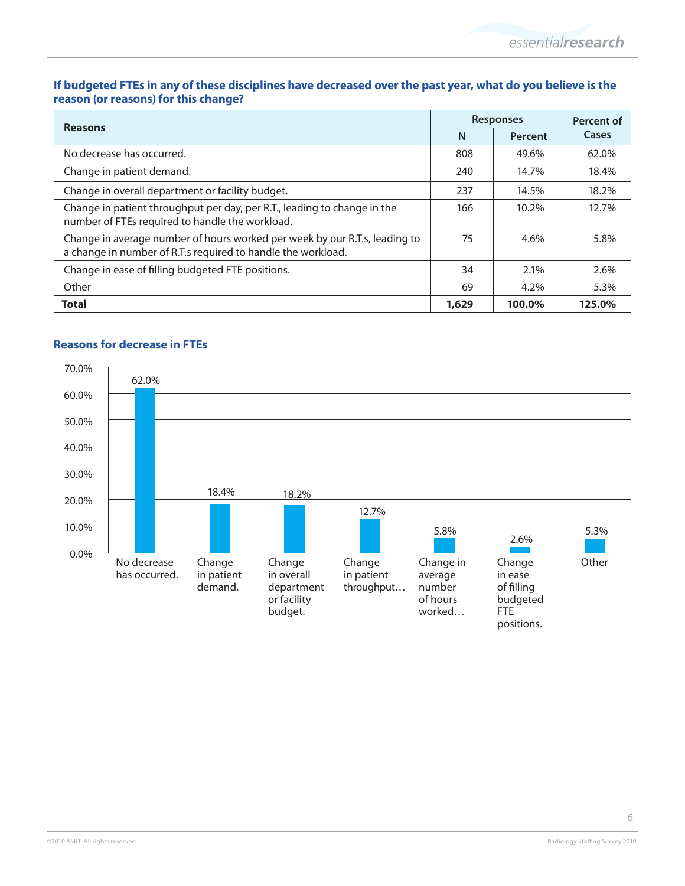**If budgeted FTEs in any of these disciplines have decreased over the past year, what do you believe is the reason (or reasons) for this change?**

| Reasons | Responses | | Percent of Cases |
|---|---|---|---|
| | N | Percent | |
| No decrease has occurred. | 808 | 49.6% | 62.0% |
| Change in patient demand. | 240 | 14.7% | 18.4% |
| Change in overall department or facility budget. | 237 | 14.5% | 18.2% |
| Change in patient throughput per day, per R.T., leading to change in the number of FTEs required to handle the workload. | 166 | 10.2% | 12.7% |
| Change in average number of hours worked per week by our R.T.s, leading to a change in number of R.T.s required to handle the workload. | 75 | 4.6% | 5.8% |
| Change in ease of filling budgeted FTE positions. | 34 | 2.1% | 2.6% |
| Other | 69 | 4.2% | 5.3% |
| **Total** | **1,629** | **100.0%** | **125.0%** |

**Reasons for decrease in FTEs**

| Reason | Percent of Cases |
|---|---|
| No decrease has occurred. | 62.0% |
| Change in patient demand. | 18.4% |
| Change in overall department or facility budget. | 18.2% |
| Change in patient throughput… | 12.7% |
| Change in average number of hours worked… | 5.8% |
| Change in ease of filling budgeted FTE positions. | 2.6% |
| Other | 5.3% |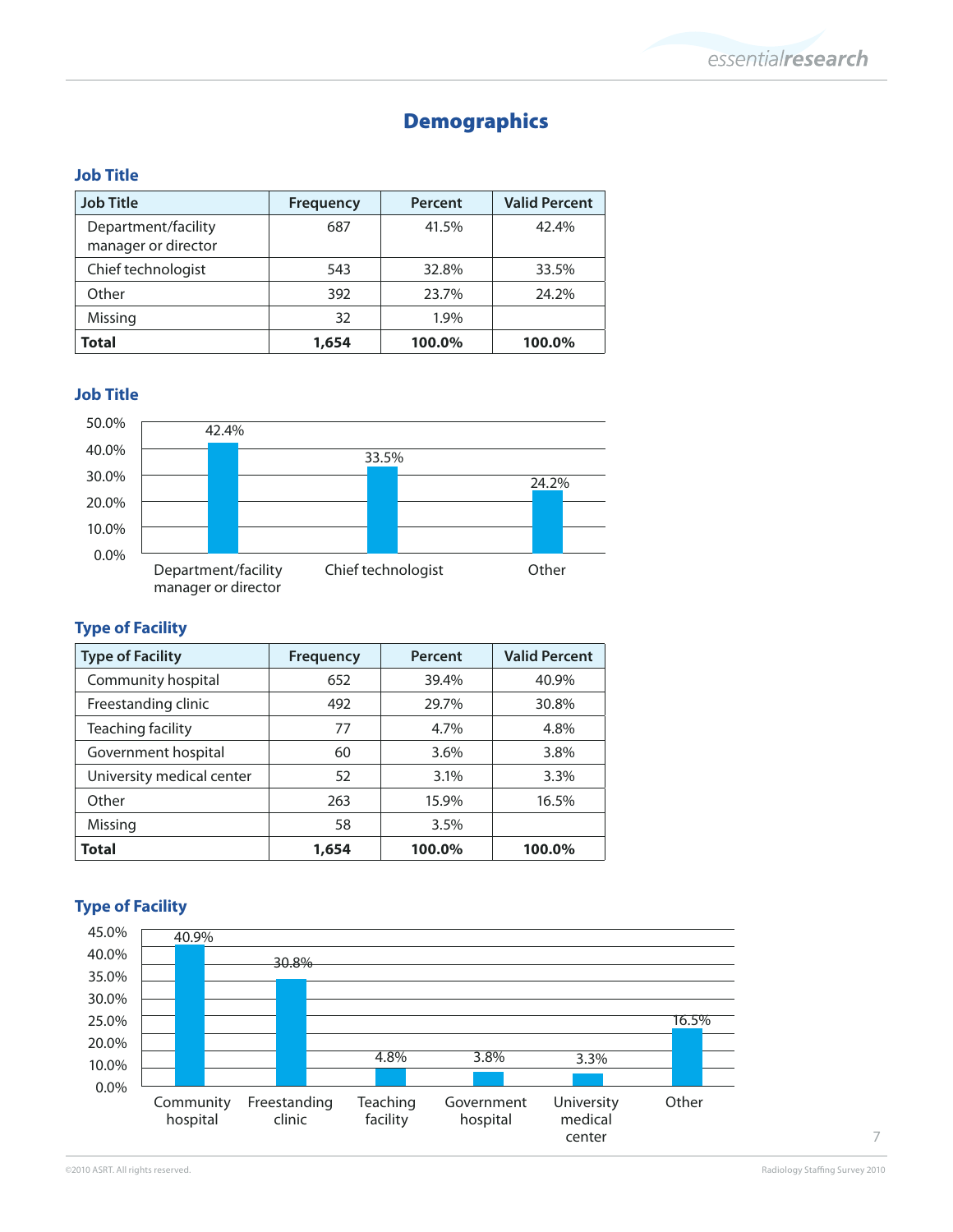# Demographics

### Job Title

| Job Title | Frequency | Percent | Valid Percent |
|---|---|---|---|
| Department/facility manager or director | 687 | 41.5% | 42.4% |
| Chief technologist | 543 | 32.8% | 33.5% |
| Other | 392 | 23.7% | 24.2% |
| Missing | 32 | 1.9% | |
| **Total** | **1,654** | **100.0%** | **100.0%** |

### Job Title

| Job Title | Valid Percent |
|---|---|
| Department/facility manager or director | 42.4% |
| Chief technologist | 33.5% |
| Other | 24.2% |

### Type of Facility

| Type of Facility | Frequency | Percent | Valid Percent |
|---|---|---|---|
| Community hospital | 652 | 39.4% | 40.9% |
| Freestanding clinic | 492 | 29.7% | 30.8% |
| Teaching facility | 77 | 4.7% | 4.8% |
| Government hospital | 60 | 3.6% | 3.8% |
| University medical center | 52 | 3.1% | 3.3% |
| Other | 263 | 15.9% | 16.5% |
| Missing | 58 | 3.5% | |
| **Total** | **1,654** | **100.0%** | **100.0%** |

### Type of Facility

| Type of Facility | Valid Percent |
|---|---|
| Community hospital | 40.9% |
| Freestanding clinic | 30.8% |
| Teaching facility | 4.8% |
| Government hospital | 3.8% |
| University medical center | 3.3% |
| Other | 16.5% |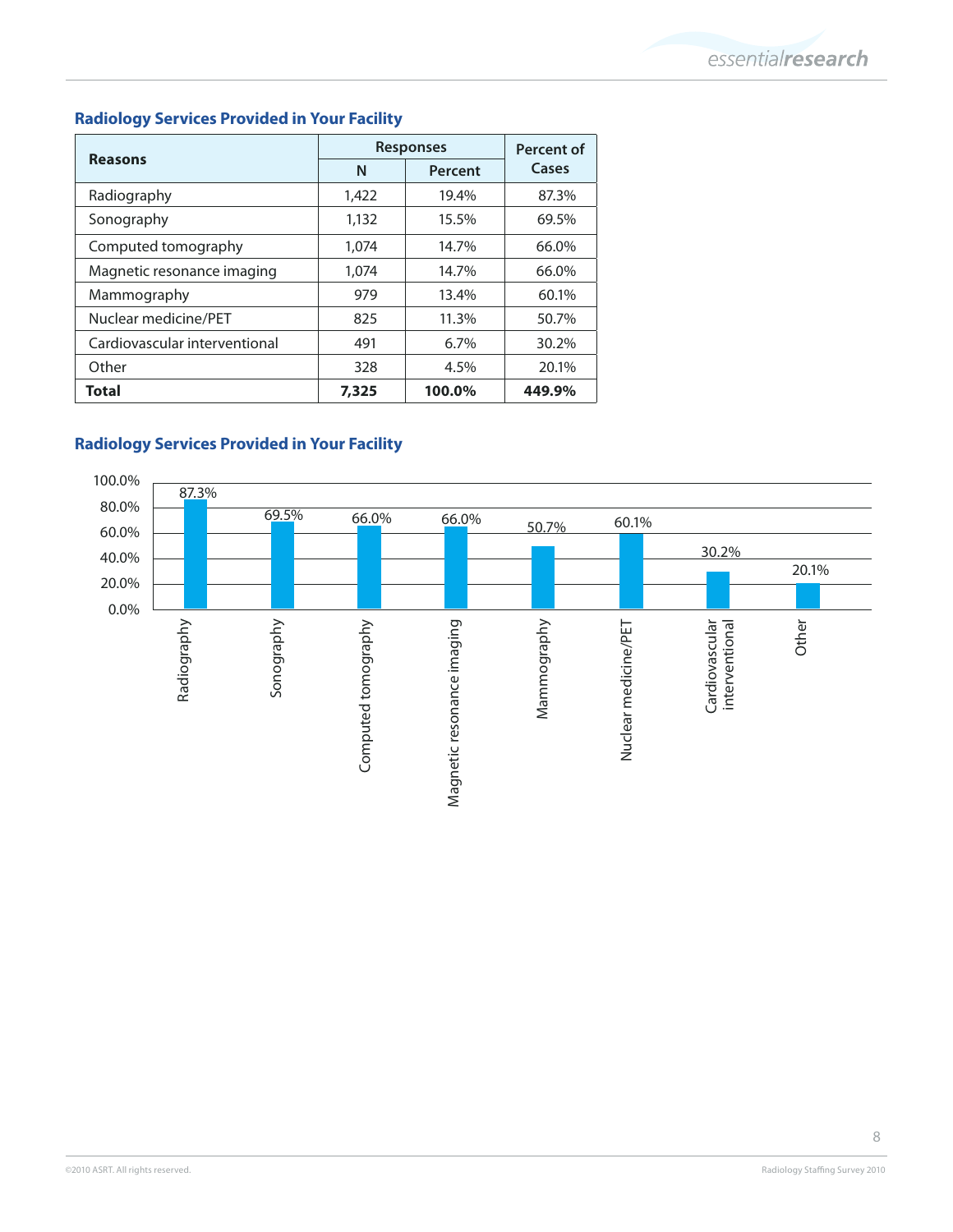## Radiology Services Provided in Your Facility

| Reasons | Responses | | Percent of Cases |
|---|---|---|---|
| | N | Percent | |
| Radiography | 1,422 | 19.4% | 87.3% |
| Sonography | 1,132 | 15.5% | 69.5% |
| Computed tomography | 1,074 | 14.7% | 66.0% |
| Magnetic resonance imaging | 1,074 | 14.7% | 66.0% |
| Mammography | 979 | 13.4% | 60.1% |
| Nuclear medicine/PET | 825 | 11.3% | 50.7% |
| Cardiovascular interventional | 491 | 6.7% | 30.2% |
| Other | 328 | 4.5% | 20.1% |
| **Total** | **7,325** | **100.0%** | **449.9%** |

## Radiology Services Provided in Your Facility

| Service | Percent |
|---|---|
| Radiography | 87.3% |
| Sonography | 69.5% |
| Computed tomography | 66.0% |
| Magnetic resonance imaging | 66.0% |
| Mammography | 50.7% |
| Nuclear medicine/PET | 60.1% |
| Cardiovascular interventional | 30.2% |
| Other | 20.1% |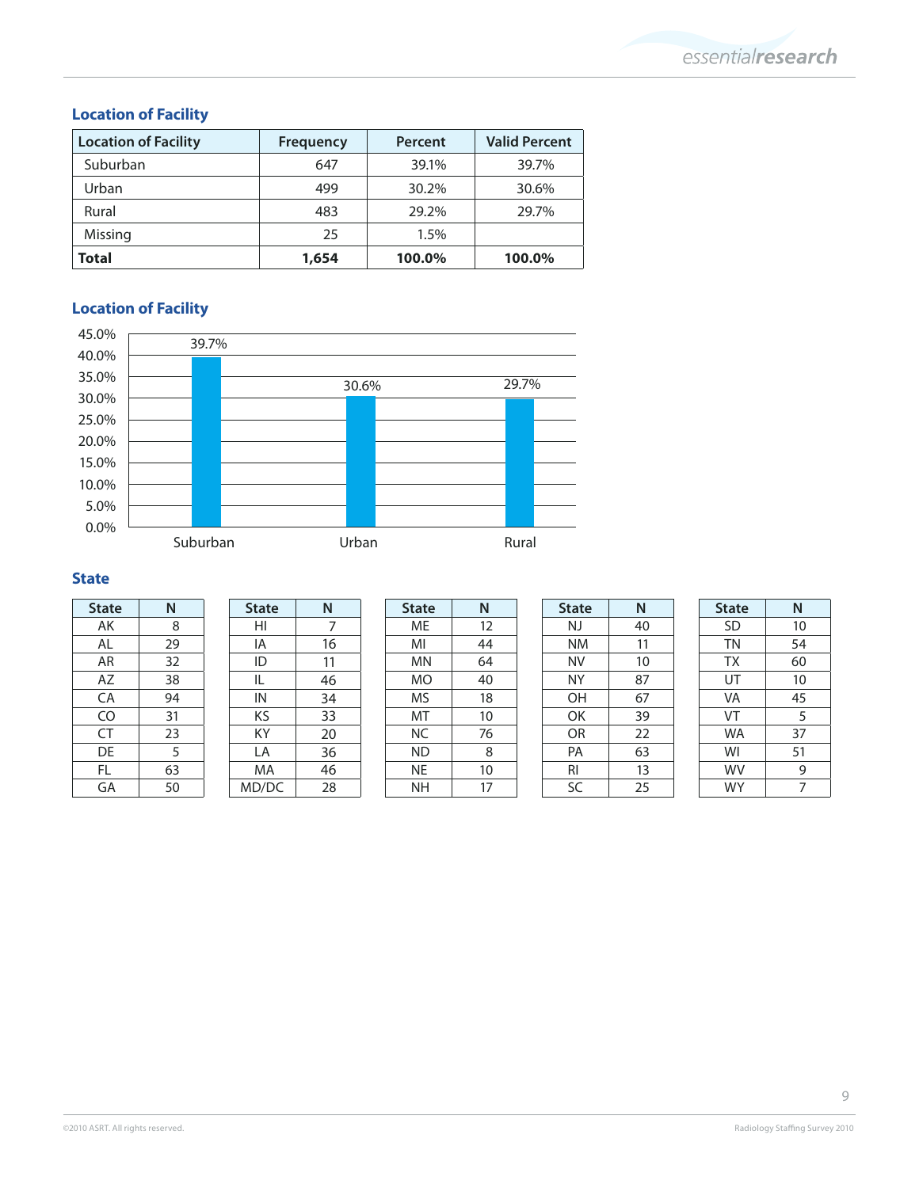## Location of Facility

| Location of Facility | Frequency | Percent | Valid Percent |
|---|---|---|---|
| Suburban | 647 | 39.1% | 39.7% |
| Urban | 499 | 30.2% | 30.6% |
| Rural | 483 | 29.2% | 29.7% |
| Missing | 25 | 1.5% | |
| **Total** | **1,654** | **100.0%** | **100.0%** |

## Location of Facility

| Location | Percent |
|---|---|
| Suburban | 39.7% |
| Urban | 30.6% |
| Rural | 29.7% |

## State

| State | N |
|---|---|
| AK | 8 |
| AL | 29 |
| AR | 32 |
| AZ | 38 |
| CA | 94 |
| CO | 31 |
| CT | 23 |
| DE | 5 |
| FL | 63 |
| GA | 50 |

| State | N |
|---|---|
| HI | 7 |
| IA | 16 |
| ID | 11 |
| IL | 46 |
| IN | 34 |
| KS | 33 |
| KY | 20 |
| LA | 36 |
| MA | 46 |
| MD/DC | 28 |

| State | N |
|---|---|
| ME | 12 |
| MI | 44 |
| MN | 64 |
| MO | 40 |
| MS | 18 |
| MT | 10 |
| NC | 76 |
| ND | 8 |
| NE | 10 |
| NH | 17 |

| State | N |
|---|---|
| NJ | 40 |
| NM | 11 |
| NV | 10 |
| NY | 87 |
| OH | 67 |
| OK | 39 |
| OR | 22 |
| PA | 63 |
| RI | 13 |
| SC | 25 |

| State | N |
|---|---|
| SD | 10 |
| TN | 54 |
| TX | 60 |
| UT | 10 |
| VA | 45 |
| VT | 5 |
| WA | 37 |
| WI | 51 |
| WV | 9 |
| WY | 7 |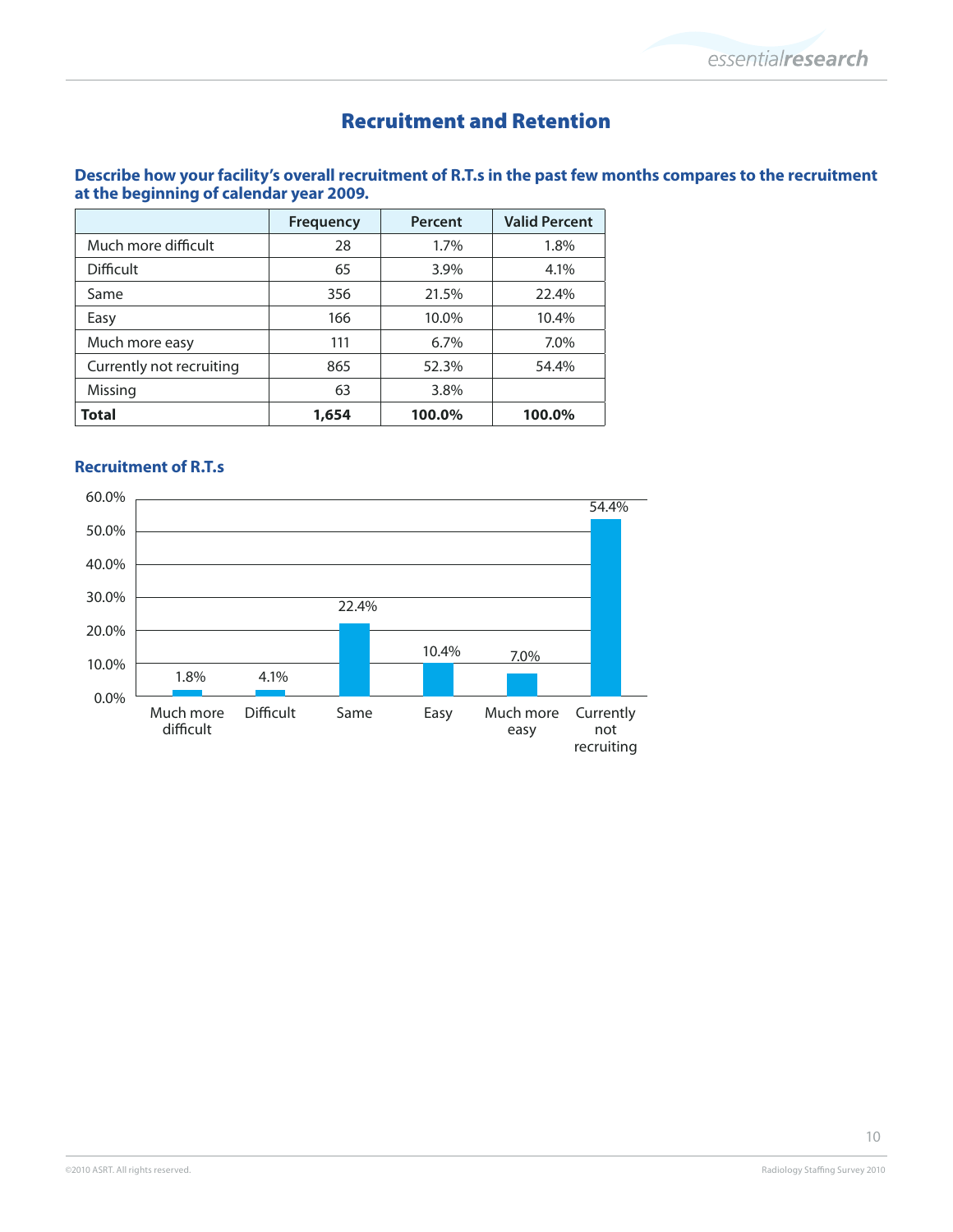# Recruitment and Retention

**Describe how your facility's overall recruitment of R.T.s in the past few months compares to the recruitment at the beginning of calendar year 2009.**

| | Frequency | Percent | Valid Percent |
|---|---|---|---|
| Much more difficult | 28 | 1.7% | 1.8% |
| Difficult | 65 | 3.9% | 4.1% |
| Same | 356 | 21.5% | 22.4% |
| Easy | 166 | 10.0% | 10.4% |
| Much more easy | 111 | 6.7% | 7.0% |
| Currently not recruiting | 865 | 52.3% | 54.4% |
| Missing | 63 | 3.8% | |
| **Total** | **1,654** | **100.0%** | **100.0%** |

**Recruitment of R.T.s**

| Response | Valid Percent |
|---|---|
| Much more difficult | 1.8% |
| Difficult | 4.1% |
| Same | 22.4% |
| Easy | 10.4% |
| Much more easy | 7.0% |
| Currently not recruiting | 54.4% |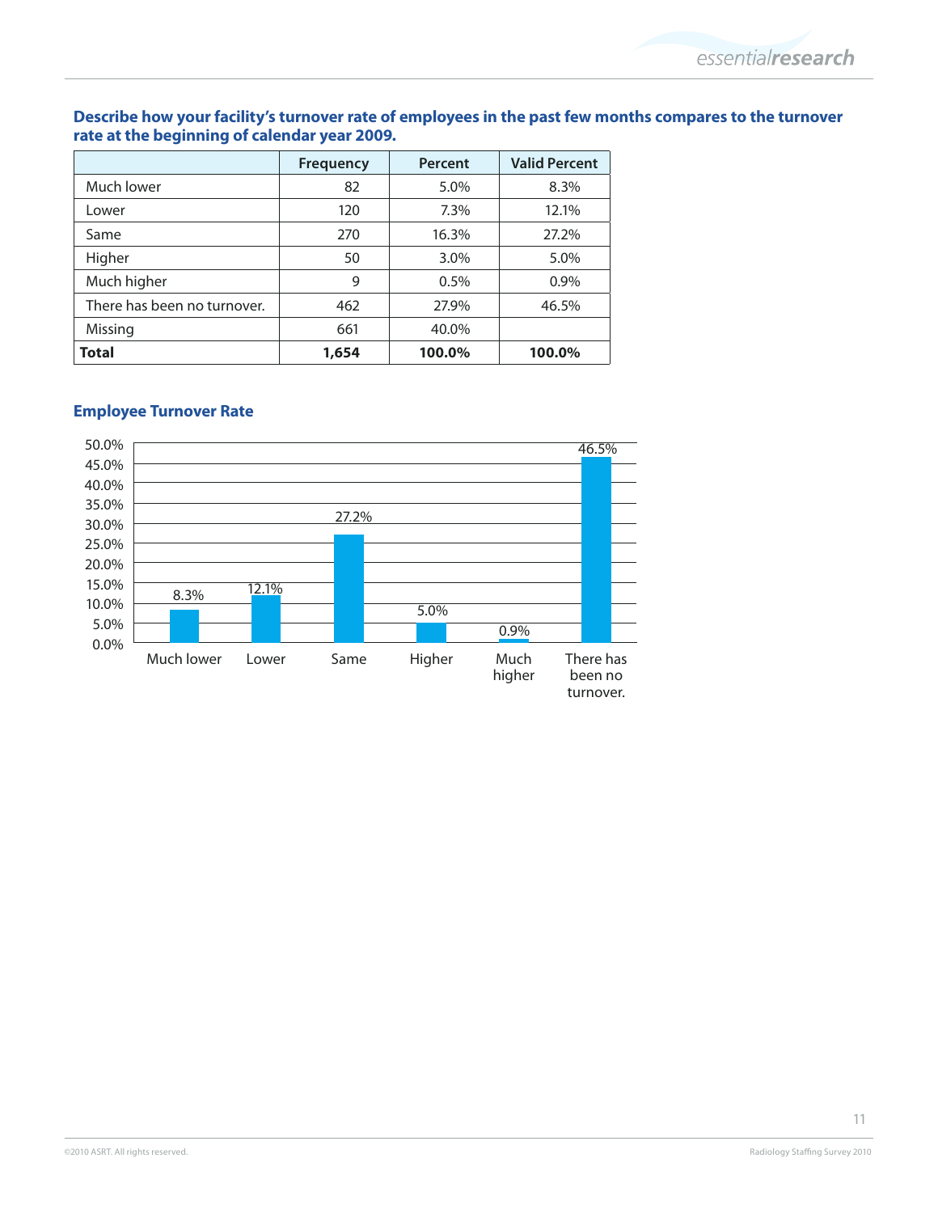**Describe how your facility's turnover rate of employees in the past few months compares to the turnover rate at the beginning of calendar year 2009.**

| | Frequency | Percent | Valid Percent |
|---|---|---|---|
| Much lower | 82 | 5.0% | 8.3% |
| Lower | 120 | 7.3% | 12.1% |
| Same | 270 | 16.3% | 27.2% |
| Higher | 50 | 3.0% | 5.0% |
| Much higher | 9 | 0.5% | 0.9% |
| There has been no turnover. | 462 | 27.9% | 46.5% |
| Missing | 661 | 40.0% | |
| **Total** | **1,654** | **100.0%** | **100.0%** |

**Employee Turnover Rate**

| Response | Valid Percent |
|---|---|
| Much lower | 8.3% |
| Lower | 12.1% |
| Same | 27.2% |
| Higher | 5.0% |
| Much higher | 0.9% |
| There has been no turnover. | 46.5% |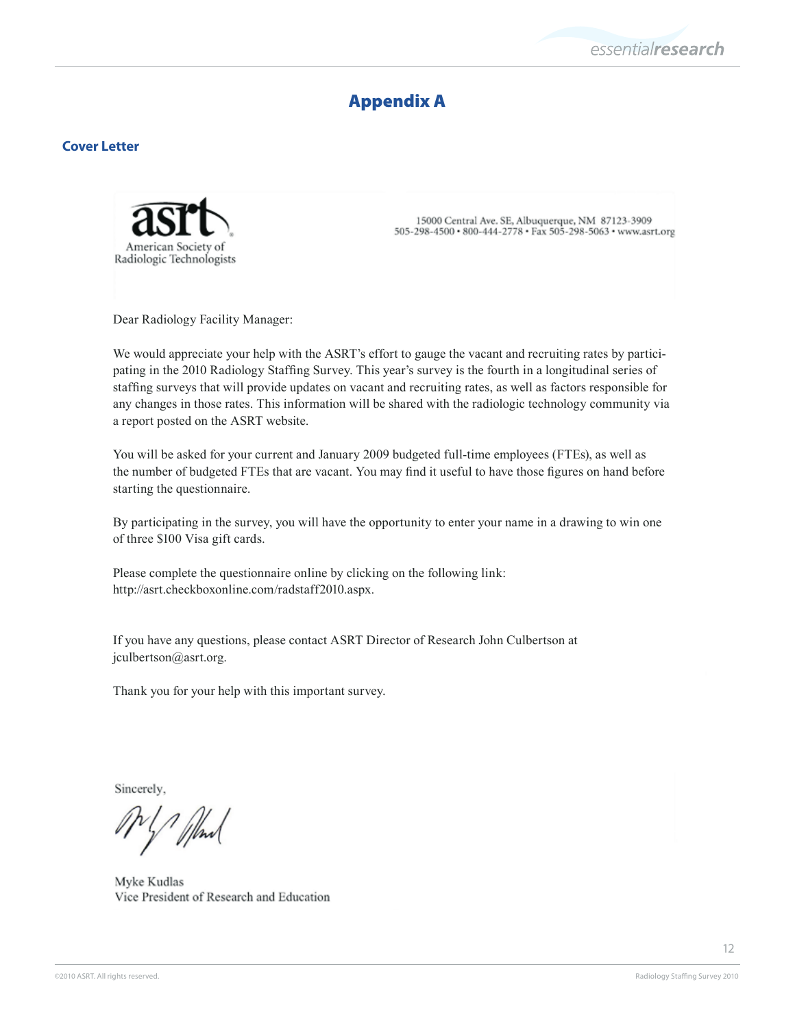# Appendix A

## Cover Letter

American Society of Radiologic Technologists

15000 Central Ave. SE, Albuquerque, NM 87123-3909
505-298-4500 • 800-444-2778 • Fax 505-298-5063 • www.asrt.org

Dear Radiology Facility Manager:

We would appreciate your help with the ASRT's effort to gauge the vacant and recruiting rates by participating in the 2010 Radiology Staffing Survey. This year's survey is the fourth in a longitudinal series of staffing surveys that will provide updates on vacant and recruiting rates, as well as factors responsible for any changes in those rates. This information will be shared with the radiologic technology community via a report posted on the ASRT website.

You will be asked for your current and January 2009 budgeted full-time employees (FTEs), as well as the number of budgeted FTEs that are vacant. You may find it useful to have those figures on hand before starting the questionnaire.

By participating in the survey, you will have the opportunity to enter your name in a drawing to win one of three $100 Visa gift cards.

Please complete the questionnaire online by clicking on the following link:
http://asrt.checkboxonline.com/radstaff2010.aspx.

If you have any questions, please contact ASRT Director of Research John Culbertson at jculbertson@asrt.org.

Thank you for your help with this important survey.

Sincerely,

Myke Kudlas
Vice President of Research and Education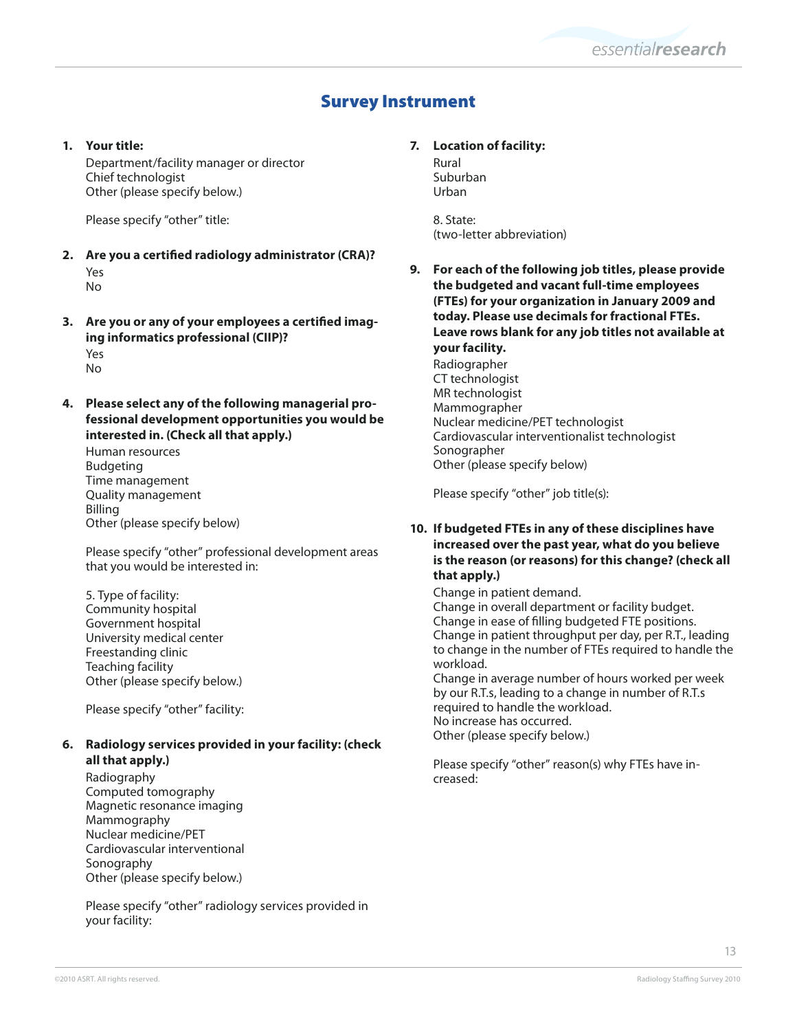# Survey Instrument

1. **Your title:**

   Department/facility manager or director
   Chief technologist
   Other (please specify below.)

   Please specify "other" title:

2. **Are you a certified radiology administrator (CRA)?**

   Yes
   No

3. **Are you or any of your employees a certified imaging informatics professional (CIIP)?**

   Yes
   No

4. **Please select any of the following managerial professional development opportunities you would be interested in. (Check all that apply.)**

   Human resources
   Budgeting
   Time management
   Quality management
   Billing
   Other (please specify below)

   Please specify "other" professional development areas that you would be interested in:

   5. Type of facility:
   Community hospital
   Government hospital
   University medical center
   Freestanding clinic
   Teaching facility
   Other (please specify below.)

   Please specify "other" facility:

6. **Radiology services provided in your facility: (check all that apply.)**

   Radiography
   Computed tomography
   Magnetic resonance imaging
   Mammography
   Nuclear medicine/PET
   Cardiovascular interventional
   Sonography
   Other (please specify below.)

   Please specify "other" radiology services provided in your facility:

7. **Location of facility:**

   Rural
   Suburban
   Urban

   8. State:
   (two-letter abbreviation)

9. **For each of the following job titles, please provide the budgeted and vacant full-time employees (FTEs) for your organization in January 2009 and today. Please use decimals for fractional FTEs. Leave rows blank for any job titles not available at your facility.**

   Radiographer
   CT technologist
   MR technologist
   Mammographer
   Nuclear medicine/PET technologist
   Cardiovascular interventionalist technologist
   Sonographer
   Other (please specify below)

   Please specify "other" job title(s):

10. **If budgeted FTEs in any of these disciplines have increased over the past year, what do you believe is the reason (or reasons) for this change? (check all that apply.)**

    Change in patient demand.
    Change in overall department or facility budget.
    Change in ease of filling budgeted FTE positions.
    Change in patient throughput per day, per R.T., leading to change in the number of FTEs required to handle the workload.
    Change in average number of hours worked per week by our R.T.s, leading to a change in number of R.T.s required to handle the workload.
    No increase has occurred.
    Other (please specify below.)

    Please specify "other" reason(s) why FTEs have increased: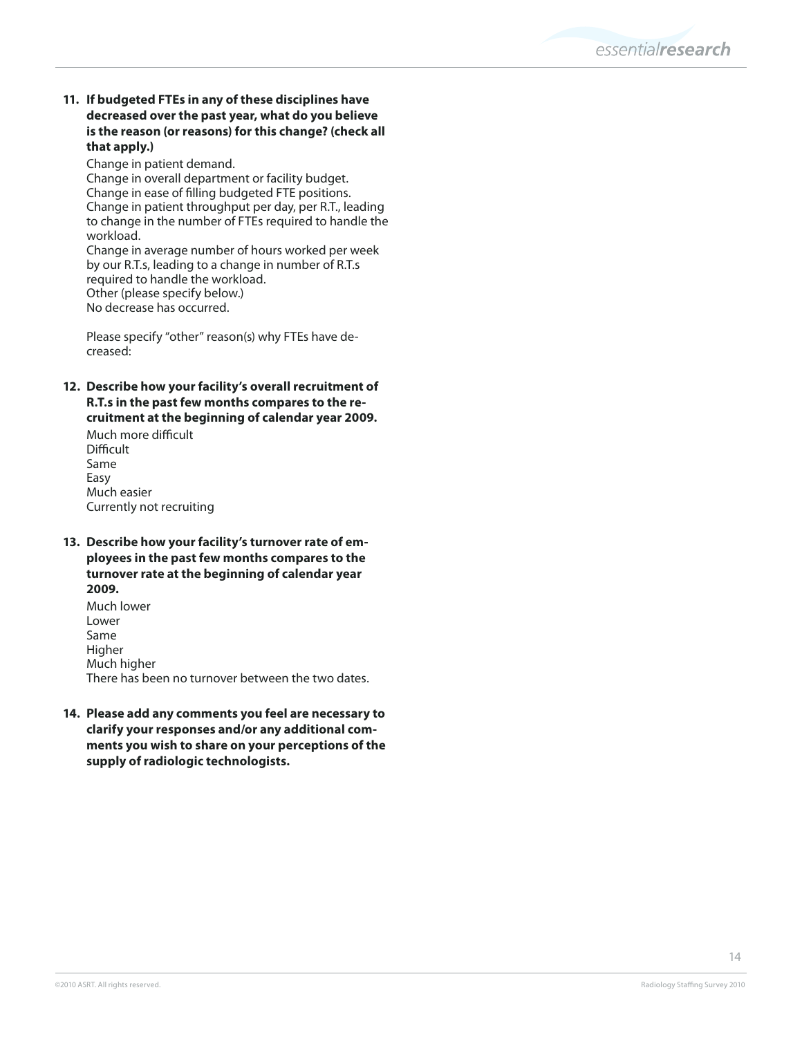**11. If budgeted FTEs in any of these disciplines have decreased over the past year, what do you believe is the reason (or reasons) for this change? (check all that apply.)**

Change in patient demand.
Change in overall department or facility budget.
Change in ease of filling budgeted FTE positions.
Change in patient throughput per day, per R.T., leading to change in the number of FTEs required to handle the workload.
Change in average number of hours worked per week by our R.T.s, leading to a change in number of R.T.s required to handle the workload.
Other (please specify below.)
No decrease has occurred.

Please specify "other" reason(s) why FTEs have decreased:

**12. Describe how your facility's overall recruitment of R.T.s in the past few months compares to the recruitment at the beginning of calendar year 2009.**

Much more difficult
Difficult
Same
Easy
Much easier
Currently not recruiting

**13. Describe how your facility's turnover rate of employees in the past few months compares to the turnover rate at the beginning of calendar year 2009.**

Much lower
Lower
Same
Higher
Much higher
There has been no turnover between the two dates.

**14. Please add any comments you feel are necessary to clarify your responses and/or any additional comments you wish to share on your perceptions of the supply of radiologic technologists.**